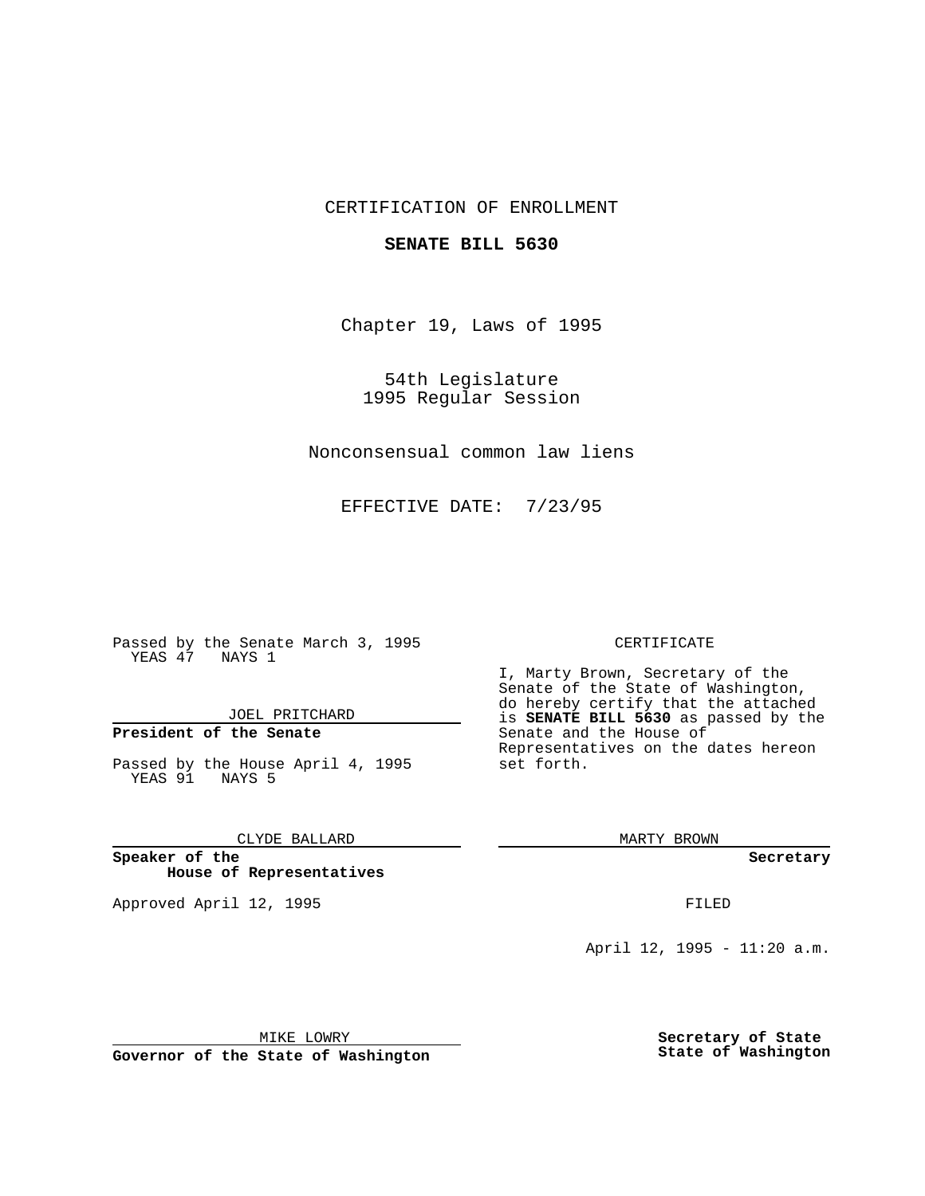CERTIFICATION OF ENROLLMENT

**SENATE BILL 5630**

Chapter 19, Laws of 1995

54th Legislature
1995 Regular Session

Nonconsensual common law liens

EFFECTIVE DATE: 7/23/95

Passed by the Senate March 3, 1995
YEAS 47 NAYS 1

JOEL PRITCHARD

**President of the Senate**

Passed by the House April 4, 1995
YEAS 91 NAYS 5

CLYDE BALLARD

**Speaker of the House of Representatives**

Approved April 12, 1995

MIKE LOWRY

**Governor of the State of Washington**

CERTIFICATE

I, Marty Brown, Secretary of the Senate of the State of Washington, do hereby certify that the attached is **SENATE BILL 5630** as passed by the Senate and the House of Representatives on the dates hereon set forth.

MARTY BROWN

**Secretary**

FILED

April 12, 1995 - 11:20 a.m.

**Secretary of State**
**State of Washington**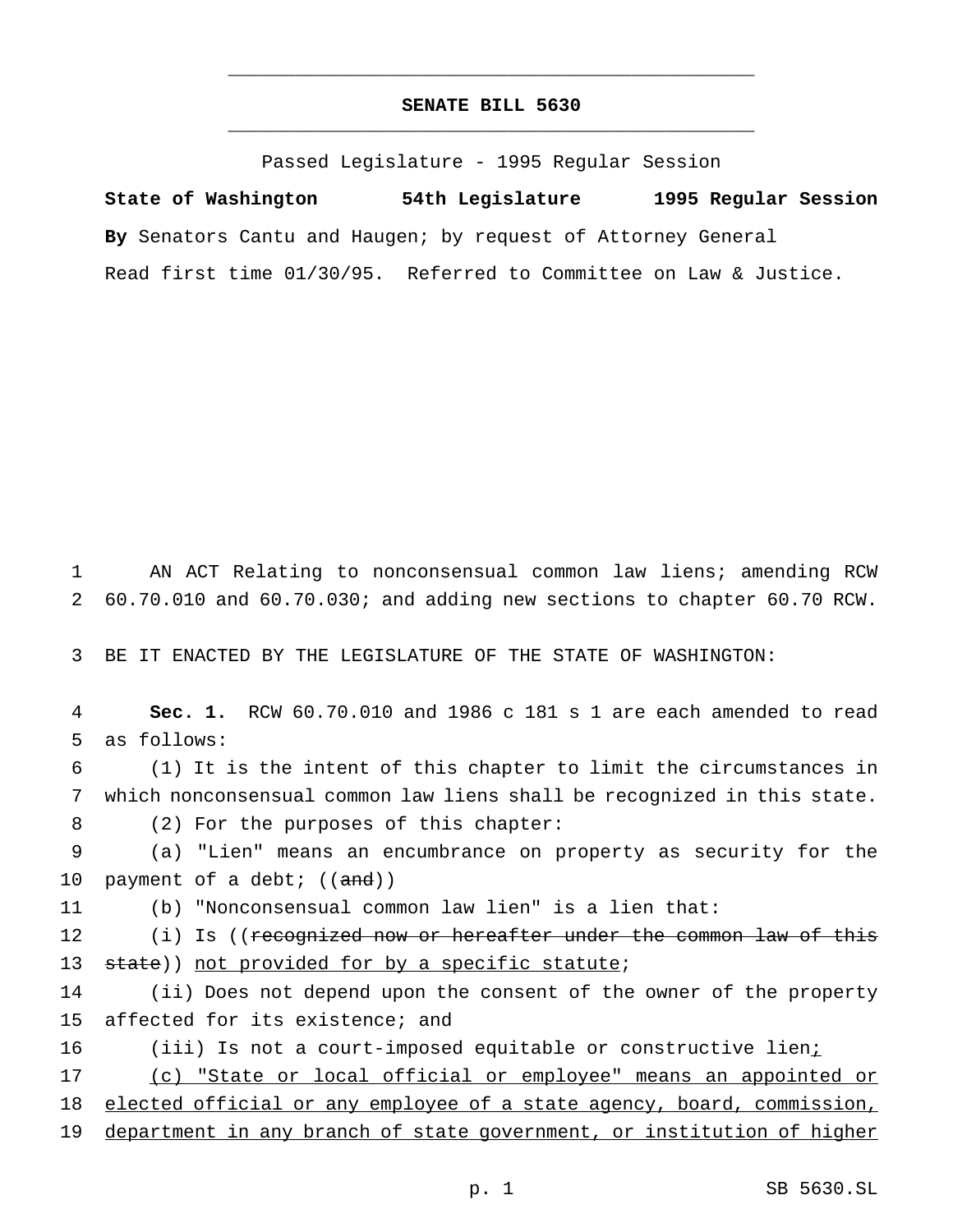# SENATE BILL 5630

Passed Legislature - 1995 Regular Session

**State of Washington 54th Legislature 1995 Regular Session**

**By** Senators Cantu and Haugen; by request of Attorney General

Read first time 01/30/95. Referred to Committee on Law & Justice.

1 AN ACT Relating to nonconsensual common law liens; amending RCW
2 60.70.010 and 60.70.030; and adding new sections to chapter 60.70 RCW.

3 BE IT ENACTED BY THE LEGISLATURE OF THE STATE OF WASHINGTON:

4 **Sec. 1.** RCW 60.70.010 and 1986 c 181 s 1 are each amended to read
5 as follows:

6 (1) It is the intent of this chapter to limit the circumstances in
7 which nonconsensual common law liens shall be recognized in this state.

8 (2) For the purposes of this chapter:

9 (a) "Lien" means an encumbrance on property as security for the
10 payment of a debt; ((~~and~~))

11 (b) "Nonconsensual common law lien" is a lien that:

12 (i) Is ((~~recognized now or hereafter under the common law of this~~
13 ~~state~~)) <u>not provided for by a specific statute</u>;

14 (ii) Does not depend upon the consent of the owner of the property
15 affected for its existence; and

16 (iii) Is not a court-imposed equitable or constructive lien<u>;</u>

17 <u>(c) "State or local official or employee" means an appointed or</u>
18 <u>elected official or any employee of a state agency, board, commission,</u>
19 <u>department in any branch of state government, or institution of higher</u>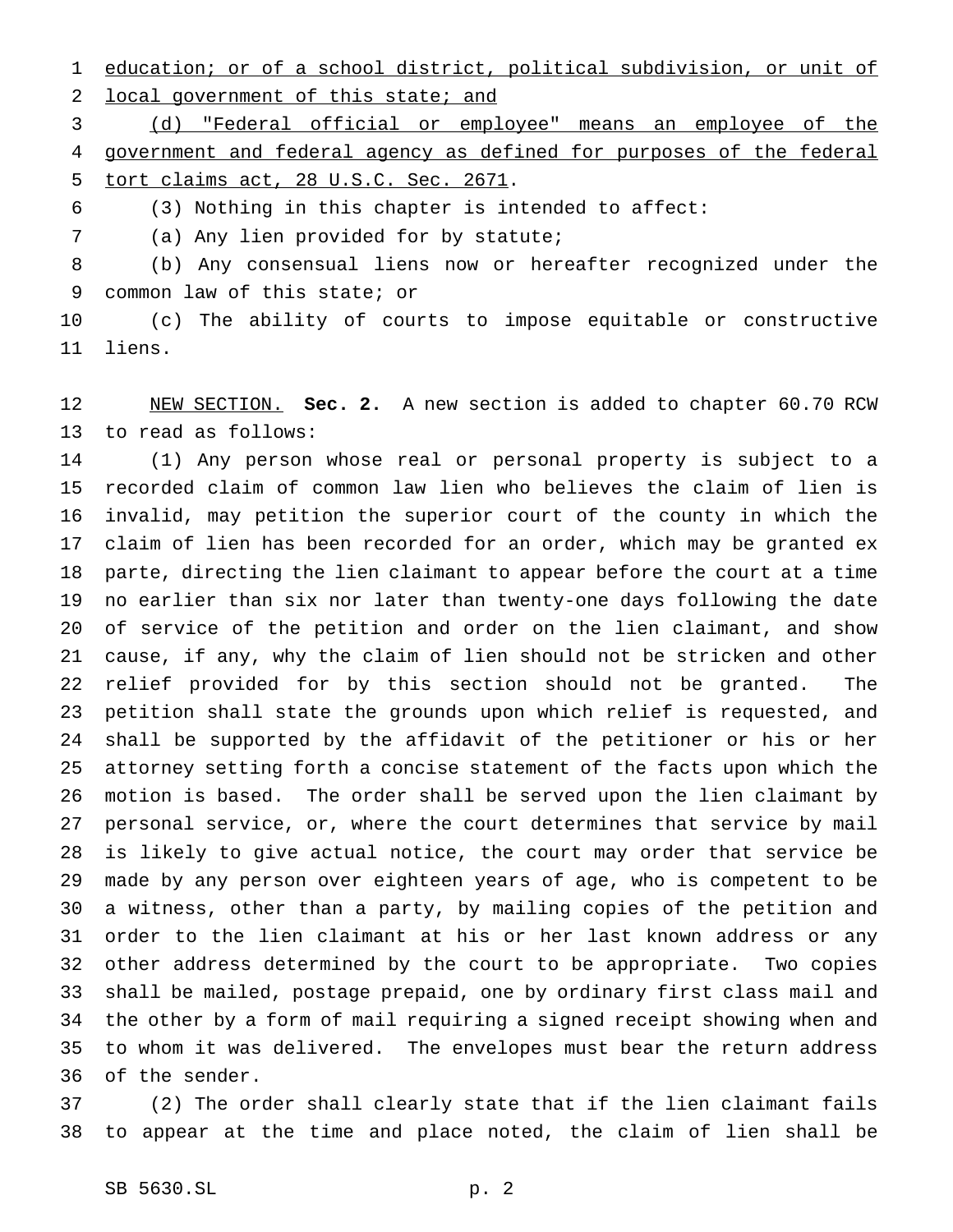education; or of a school district, political subdivision, or unit of local government of this state; and

(d) "Federal official or employee" means an employee of the government and federal agency as defined for purposes of the federal tort claims act, 28 U.S.C. Sec. 2671.

(3) Nothing in this chapter is intended to affect:

(a) Any lien provided for by statute;

(b) Any consensual liens now or hereafter recognized under the common law of this state; or

(c) The ability of courts to impose equitable or constructive liens.

NEW SECTION. **Sec. 2.** A new section is added to chapter 60.70 RCW to read as follows:

(1) Any person whose real or personal property is subject to a recorded claim of common law lien who believes the claim of lien is invalid, may petition the superior court of the county in which the claim of lien has been recorded for an order, which may be granted ex parte, directing the lien claimant to appear before the court at a time no earlier than six nor later than twenty-one days following the date of service of the petition and order on the lien claimant, and show cause, if any, why the claim of lien should not be stricken and other relief provided for by this section should not be granted. The petition shall state the grounds upon which relief is requested, and shall be supported by the affidavit of the petitioner or his or her attorney setting forth a concise statement of the facts upon which the motion is based. The order shall be served upon the lien claimant by personal service, or, where the court determines that service by mail is likely to give actual notice, the court may order that service be made by any person over eighteen years of age, who is competent to be a witness, other than a party, by mailing copies of the petition and order to the lien claimant at his or her last known address or any other address determined by the court to be appropriate. Two copies shall be mailed, postage prepaid, one by ordinary first class mail and the other by a form of mail requiring a signed receipt showing when and to whom it was delivered. The envelopes must bear the return address of the sender.

(2) The order shall clearly state that if the lien claimant fails to appear at the time and place noted, the claim of lien shall be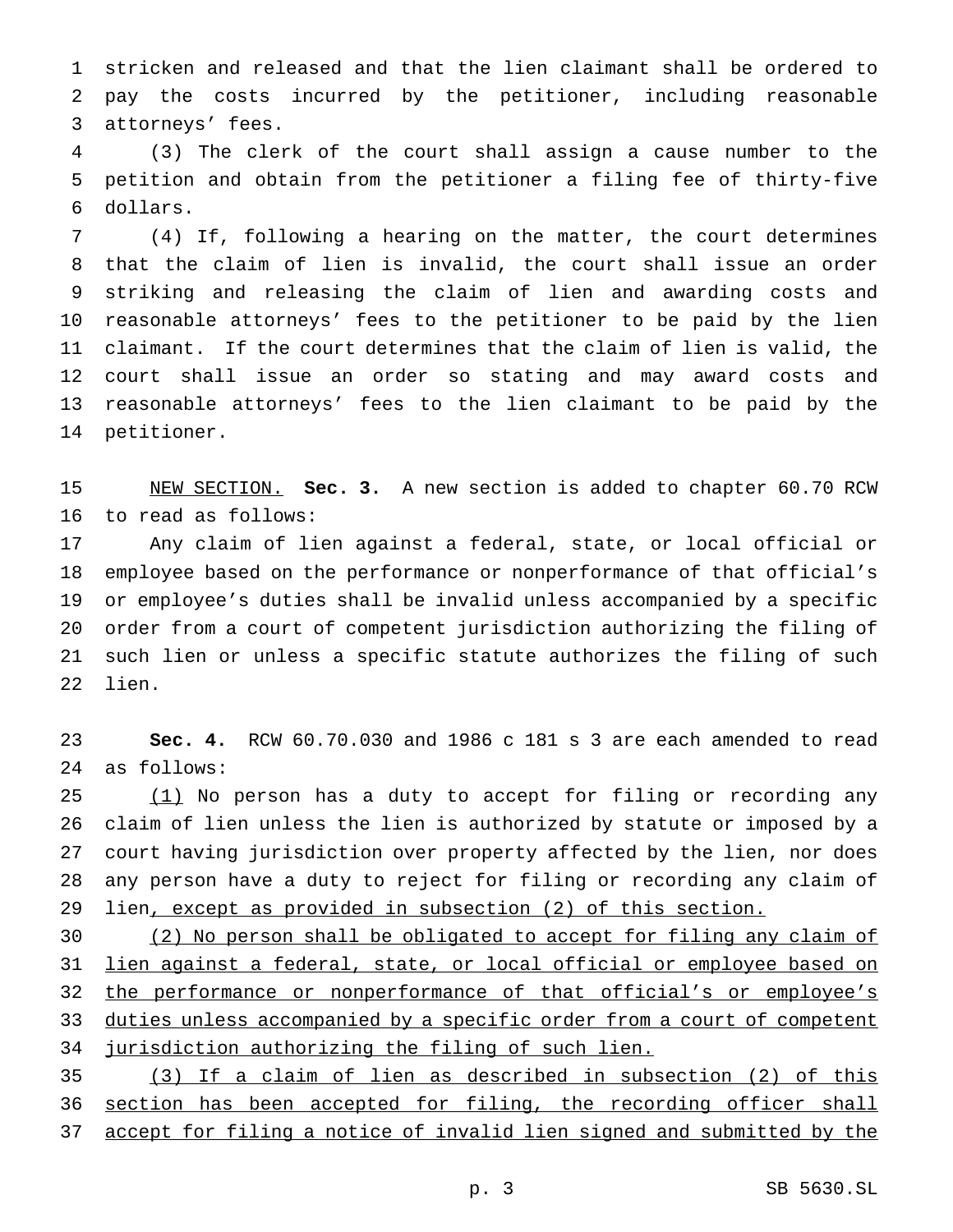stricken and released and that the lien claimant shall be ordered to pay the costs incurred by the petitioner, including reasonable attorneys' fees.

(3) The clerk of the court shall assign a cause number to the petition and obtain from the petitioner a filing fee of thirty-five dollars.

(4) If, following a hearing on the matter, the court determines that the claim of lien is invalid, the court shall issue an order striking and releasing the claim of lien and awarding costs and reasonable attorneys' fees to the petitioner to be paid by the lien claimant. If the court determines that the claim of lien is valid, the court shall issue an order so stating and may award costs and reasonable attorneys' fees to the lien claimant to be paid by the petitioner.

NEW SECTION. **Sec. 3.** A new section is added to chapter 60.70 RCW to read as follows:

Any claim of lien against a federal, state, or local official or employee based on the performance or nonperformance of that official's or employee's duties shall be invalid unless accompanied by a specific order from a court of competent jurisdiction authorizing the filing of such lien or unless a specific statute authorizes the filing of such lien.

**Sec. 4.** RCW 60.70.030 and 1986 c 181 s 3 are each amended to read as follows:

(1) No person has a duty to accept for filing or recording any claim of lien unless the lien is authorized by statute or imposed by a court having jurisdiction over property affected by the lien, nor does any person have a duty to reject for filing or recording any claim of lien, except as provided in subsection (2) of this section.

(2) No person shall be obligated to accept for filing any claim of lien against a federal, state, or local official or employee based on the performance or nonperformance of that official's or employee's duties unless accompanied by a specific order from a court of competent jurisdiction authorizing the filing of such lien.

(3) If a claim of lien as described in subsection (2) of this section has been accepted for filing, the recording officer shall accept for filing a notice of invalid lien signed and submitted by the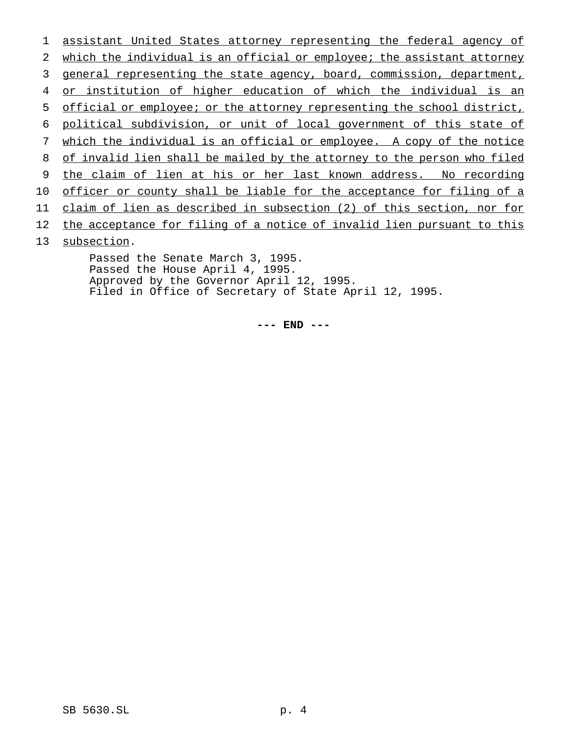assistant United States attorney representing the federal agency of which the individual is an official or employee; the assistant attorney general representing the state agency, board, commission, department, or institution of higher education of which the individual is an official or employee; or the attorney representing the school district, political subdivision, or unit of local government of this state of which the individual is an official or employee. A copy of the notice of invalid lien shall be mailed by the attorney to the person who filed the claim of lien at his or her last known address. No recording officer or county shall be liable for the acceptance for filing of a claim of lien as described in subsection (2) of this section, nor for the acceptance for filing of a notice of invalid lien pursuant to this subsection.

Passed the Senate March 3, 1995.
Passed the House April 4, 1995.
Approved by the Governor April 12, 1995.
Filed in Office of Secretary of State April 12, 1995.

**--- END ---**